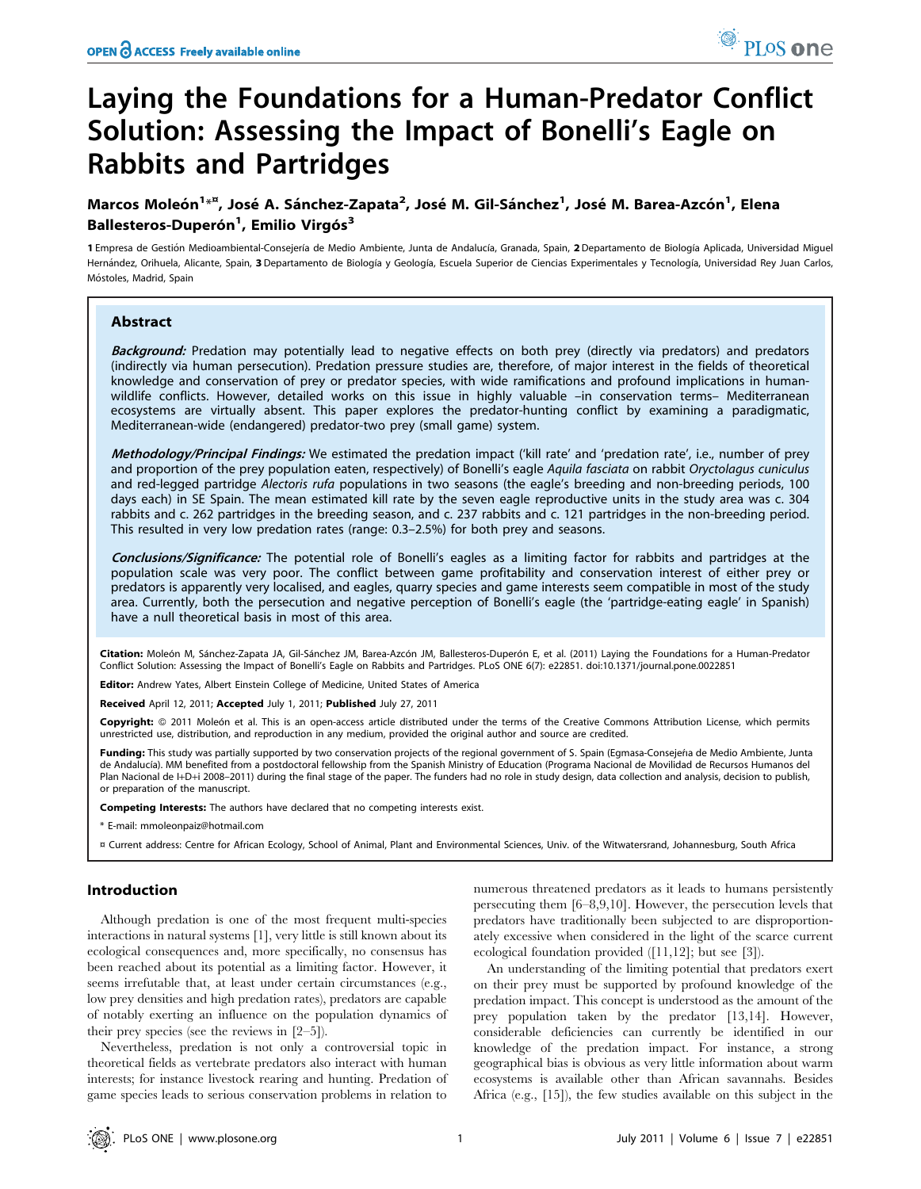# Laying the Foundations for a Human-Predator Conflict Solution: Assessing the Impact of Bonelli's Eagle on Rabbits and Partridges

**Marcos Moleón[1]*¤, José A. Sánchez-Zapata[2], José M. Gil-Sánchez[1], José M. Barea-Azcón[1], Elena Ballesteros-Duperón[1], Emilio Virgós[3]**

1 Empresa de Gestión Medioambiental-Consejería de Medio Ambiente, Junta de Andalucía, Granada, Spain, 2 Departamento de Biología Aplicada, Universidad Miguel Hernández, Orihuela, Alicante, Spain, 3 Departamento de Biología y Geología, Escuela Superior de Ciencias Experimentales y Tecnología, Universidad Rey Juan Carlos, Móstoles, Madrid, Spain

## Abstract

***Background:*** Predation may potentially lead to negative effects on both prey (directly via predators) and predators (indirectly via human persecution). Predation pressure studies are, therefore, of major interest in the fields of theoretical knowledge and conservation of prey or predator species, with wide ramifications and profound implications in human-wildlife conflicts. However, detailed works on this issue in highly valuable –in conservation terms– Mediterranean ecosystems are virtually absent. This paper explores the predator-hunting conflict by examining a paradigmatic, Mediterranean-wide (endangered) predator-two prey (small game) system.

***Methodology/Principal Findings:*** We estimated the predation impact ('kill rate' and 'predation rate', i.e., number of prey and proportion of the prey population eaten, respectively) of Bonelli's eagle *Aquila fasciata* on rabbit *Oryctolagus cuniculus* and red-legged partridge *Alectoris rufa* populations in two seasons (the eagle's breeding and non-breeding periods, 100 days each) in SE Spain. The mean estimated kill rate by the seven eagle reproductive units in the study area was c. 304 rabbits and c. 262 partridges in the breeding season, and c. 237 rabbits and c. 121 partridges in the non-breeding period. This resulted in very low predation rates (range: 0.3–2.5%) for both prey and seasons.

***Conclusions/Significance:*** The potential role of Bonelli's eagles as a limiting factor for rabbits and partridges at the population scale was very poor. The conflict between game profitability and conservation interest of either prey or predators is apparently very localised, and eagles, quarry species and game interests seem compatible in most of the study area. Currently, both the persecution and negative perception of Bonelli's eagle (the 'partridge-eating eagle' in Spanish) have a null theoretical basis in most of this area.

**Citation:** Moleón M, Sánchez-Zapata JA, Gil-Sánchez JM, Barea-Azcón JM, Ballesteros-Duperón E, et al. (2011) Laying the Foundations for a Human-Predator Conflict Solution: Assessing the Impact of Bonelli's Eagle on Rabbits and Partridges. PLoS ONE 6(7): e22851. doi:10.1371/journal.pone.0022851

**Editor:** Andrew Yates, Albert Einstein College of Medicine, United States of America

**Received** April 12, 2011; **Accepted** July 1, 2011; **Published** July 27, 2011

**Copyright:** © 2011 Moleón et al. This is an open-access article distributed under the terms of the Creative Commons Attribution License, which permits unrestricted use, distribution, and reproduction in any medium, provided the original author and source are credited.

**Funding:** This study was partially supported by two conservation projects of the regional government of S. Spain (Egmasa-Consejeña de Medio Ambiente, Junta de Andalucía). MM benefited from a postdoctoral fellowship from the Spanish Ministry of Education (Programa Nacional de Movilidad de Recursos Humanos del Plan Nacional de I+D+i 2008–2011) during the final stage of the paper. The funders had no role in study design, data collection and analysis, decision to publish, or preparation of the manuscript.

**Competing Interests:** The authors have declared that no competing interests exist.

* E-mail: mmoleonpaiz@hotmail.com

¤ Current address: Centre for African Ecology, School of Animal, Plant and Environmental Sciences, Univ. of the Witwatersrand, Johannesburg, South Africa

## Introduction

Although predation is one of the most frequent multi-species interactions in natural systems [1], very little is still known about its ecological consequences and, more specifically, no consensus has been reached about its potential as a limiting factor. However, it seems irrefutable that, at least under certain circumstances (e.g., low prey densities and high predation rates), predators are capable of notably exerting an influence on the population dynamics of their prey species (see the reviews in [2–5]).

Nevertheless, predation is not only a controversial topic in theoretical fields as vertebrate predators also interact with human interests; for instance livestock rearing and hunting. Predation of game species leads to serious conservation problems in relation to numerous threatened predators as it leads to humans persistently persecuting them [6–8,9,10]. However, the persecution levels that predators have traditionally been subjected to are disproportionately excessive when considered in the light of the scarce current ecological foundation provided ([11,12]; but see [3]).

An understanding of the limiting potential that predators exert on their prey must be supported by profound knowledge of the predation impact. This concept is understood as the amount of the prey population taken by the predator [13,14]. However, considerable deficiencies can currently be identified in our knowledge of the predation impact. For instance, a strong geographical bias is obvious as very little information about warm ecosystems is available other than African savannahs. Besides Africa (e.g., [15]), the few studies available on this subject in the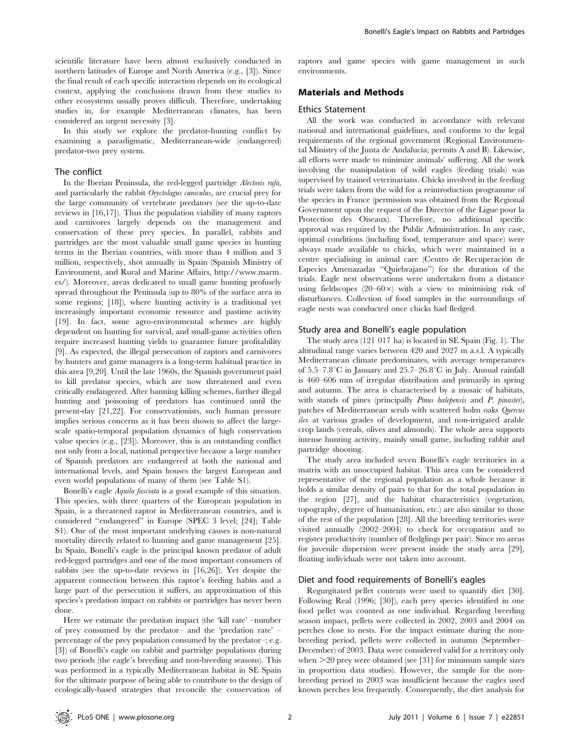scientific literature have been almost exclusively conducted in northern latitudes of Europe and North America (e.g., [3]). Since the final result of each specific interaction depends on its ecological context, applying the conclusions drawn from these studies to other ecosystems usually proves difficult. Therefore, undertaking studies in, for example Mediterranean climates, has been considered an urgent necessity [3].

In this study we explore the predator-hunting conflict by examining a paradigmatic, Mediterranean-wide (endangered) predator-two prey system.

### The conflict

In the Iberian Peninsula, the red-legged partridge *Alectoris rufa*, and particularly the rabbit *Oryctolagus cuniculus*, are crucial prey for the large community of vertebrate predators (see the up-to-date reviews in [16,17]). Thus the population viability of many raptors and carnivores largely depends on the management and conservation of these prey species. In parallel, rabbits and partridges are the most valuable small game species in hunting terms in the Iberian countries, with more than 4 million and 3 million, respectively, shot annually in Spain (Spanish Ministry of Environment, and Rural and Marine Affairs, http://www.marm.es/). Moreover, areas dedicated to small game hunting profusely spread throughout the Peninsula (up to 80% of the surface area in some regions; [18]), where hunting activity is a traditional yet increasingly important economic resource and pastime activity [19]. In fact, some agro-environmental schemes are highly dependent on hunting for survival, and small-game activities often require increased hunting yields to guarantee future profitability [9]. As expected, the illegal persecution of raptors and carnivores by hunters and game managers is a long-term habitual practice in this area [9,20]. Until the late 1960s, the Spanish government paid to kill predator species, which are now threatened and even critically endangered. After banning killing schemes, further illegal hunting and poisoning of predators has continued until the present-day [21,22]. For conservationists, such human pressure implies serious concerns as it has been shown to affect the large-scale spatio-temporal population dynamics of high conservation value species (e.g., [23]). Moreover, this is an outstanding conflict not only from a local, national perspective because a large number of Spanish predators are endangered at both the national and international levels, and Spain houses the largest European and even world populations of many of them (see Table S1).

Bonelli's eagle *Aquila fasciata* is a good example of this situation. This species, with three quarters of the European population in Spain, is a threatened raptor in Mediterranean countries, and is considered "endangered" in Europe (SPEC 3 level; [24]; Table S1). One of the most important underlying causes is non-natural mortality directly related to hunting and game management [25]. In Spain, Bonelli's eagle is the principal known predator of adult red-legged partridges and one of the most important consumers of rabbits (see the up-to-date reviews in [16,26]). Yet despite the apparent connection between this raptor's feeding habits and a large part of the persecution it suffers, an approximation of this species's predation impact on rabbits or partridges has never been done.

Here we estimate the predation impact (the 'kill rate' –number of prey consumed by the predator– and the 'predation rate' –percentage of the prey population consumed by the predator–; e.g. [3]) of Bonelli's eagle on rabbit and partridge populations during two periods (the eagle's breeding and non-breeding seasons). This was performed in a typically Mediterranean habitat in SE Spain for the ultimate purpose of being able to contribute to the design of ecologically-based strategies that reconcile the conservation of raptors and game species with game management in such environments.

## Materials and Methods

### Ethics Statement

All the work was conducted in accordance with relevant national and international guidelines, and conforms to the legal requirements of the regional government (Regional Environmental Ministry of the Junta de Andalucía; permits A and B). Likewise, all efforts were made to minimize animals' suffering. All the work involving the manipulation of wild eagles (feeding trials) was supervised by trained veterinarians. Chicks involved in the feeding trials were taken from the wild for a reintroduction programme of the species in France (permission was obtained from the Regional Government upon the request of the Director of the Ligue pour la Protection des Oiseaux). Therefore, no additional specific approval was required by the Public Administration. In any case, optimal conditions (including food, temperature and space) were always made available to chicks, which were maintained in a centre specialising in animal care (Centro de Recuperación de Especies Amenazadas "Quiebrajano") for the duration of the trials. Eagle nest observations were undertaken from a distance using fieldscopes (20–60×) with a view to minimising risk of disturbances. Collection of food samples in the surroundings of eagle nests was conducted once chicks had fledged.

### Study area and Bonelli's eagle population

The study area (121 017 ha) is located in SE Spain (Fig. 1). The altitudinal range varies between 420 and 2027 m a.s.l. A typically Mediterranean climate predominates, with average temperatures of 5.5–7.8°C in January and 25.7–26.8°C in July. Annual rainfall is 460–606 mm of irregular distribution and primarily in spring and autumn. The area is characterised by a mosaic of habitats, with stands of pines (principally *Pinus halepensis* and *P. pinaster*), patches of Mediterranean scrub with scattered holm oaks *Quercus ilex* at various grades of development, and non-irrigated arable crop lands (cereals, olives and almonds). The whole area supports intense hunting activity, mainly small game, including rabbit and partridge shooting.

The study area included seven Bonelli's eagle territories in a matrix with an unoccupied habitat. This area can be considered representative of the regional population as a whole because it holds a similar density of pairs to that for the total population in the region [27], and the habitat characteristics (vegetation, topography, degree of humanisation, etc.) are also similar to those of the rest of the population [28]. All the breeding territories were visited annually (2002–2004) to check for occupation and to register productivity (number of fledglings per pair). Since no areas for juvenile dispersion were present inside the study area [29], floating individuals were not taken into account.

### Diet and food requirements of Bonelli's eagles

Regurgitated pellet contents were used to quantify diet [30]. Following Real (1996; [30]), each prey species identified in one food pellet was counted as one individual. Regarding breeding season impact, pellets were collected in 2002, 2003 and 2004 on perches close to nests. For the impact estimate during the non-breeding period, pellets were collected in autumn (September–December) of 2003. Data were considered valid for a territory only when >20 prey were obtained (see [31] for minimum sample sizes in proportion data studies). However, the sample for the non-breeding period in 2003 was insufficient because the eagles used known perches less frequently. Consequently, the diet analysis for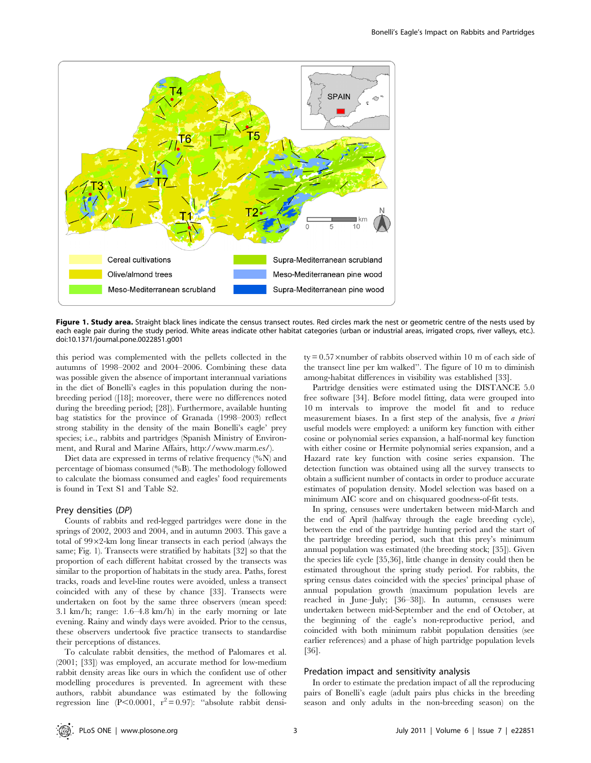**Figure 1. Study area.** Straight black lines indicate the census transect routes. Red circles mark the nest or geometric centre of the nests used by each eagle pair during the study period. White areas indicate other habitat categories (urban or industrial areas, irrigated crops, river valleys, etc.). doi:10.1371/journal.pone.0022851.g001

this period was complemented with the pellets collected in the autumns of 1998–2002 and 2004–2006. Combining these data was possible given the absence of important interannual variations in the diet of Bonelli's eagles in this population during the non-breeding period ([18]; moreover, there were no differences noted during the breeding period; [28]). Furthermore, available hunting bag statistics for the province of Granada (1998–2003) reflect strong stability in the density of the main Bonelli's eagle' prey species; i.e., rabbits and partridges (Spanish Ministry of Environment, and Rural and Marine Affairs, http://www.marm.es/).

Diet data are expressed in terms of relative frequency (%N) and percentage of biomass consumed (%B). The methodology followed to calculate the biomass consumed and eagles' food requirements is found in Text S1 and Table S2.

## Prey densities (*DP*)

Counts of rabbits and red-legged partridges were done in the springs of 2002, 2003 and 2004, and in autumn 2003. This gave a total of 99×2-km long linear transects in each period (always the same; Fig. 1). Transects were stratified by habitats [32] so that the proportion of each different habitat crossed by the transects was similar to the proportion of habitats in the study area. Paths, forest tracks, roads and level-line routes were avoided, unless a transect coincided with any of these by chance [33]. Transects were undertaken on foot by the same three observers (mean speed: 3.1 km/h; range: 1.6–4.8 km/h) in the early morning or late evening. Rainy and windy days were avoided. Prior to the census, these observers undertook five practice transects to standardise their perceptions of distances.

To calculate rabbit densities, the method of Palomares et al. (2001; [33]) was employed, an accurate method for low-medium rabbit density areas like ours in which the confident use of other modelling procedures is prevented. In agreement with these authors, rabbit abundance was estimated by the following regression line ($P<0.0001$, $r^2 = 0.97$): "absolute rabbit density = 0.57×number of rabbits observed within 10 m of each side of the transect line per km walked". The figure of 10 m to diminish among-habitat differences in visibility was established [33].

Partridge densities were estimated using the DISTANCE 5.0 free software [34]. Before model fitting, data were grouped into 10 m intervals to improve the model fit and to reduce measurement biases. In a first step of the analysis, five *a priori* useful models were employed: a uniform key function with either cosine or polynomial series expansion, a half-normal key function with either cosine or Hermite polynomial series expansion, and a Hazard rate key function with cosine series expansion. The detection function was obtained using all the survey transects to obtain a sufficient number of contacts in order to produce accurate estimates of population density. Model selection was based on a minimum AIC score and on chisquared goodness-of-fit tests.

In spring, censuses were undertaken between mid-March and the end of April (halfway through the eagle breeding cycle), between the end of the partridge hunting period and the start of the partridge breeding period, such that this prey's minimum annual population was estimated (the breeding stock; [35]). Given the species life cycle [35,36], little change in density could then be estimated throughout the spring study period. For rabbits, the spring census dates coincided with the species' principal phase of annual population growth (maximum population levels are reached in June–July; [36–38]). In autumn, censuses were undertaken between mid-September and the end of October, at the beginning of the eagle's non-reproductive period, and coincided with both minimum rabbit population densities (see earlier references) and a phase of high partridge population levels [36].

## Predation impact and sensitivity analysis

In order to estimate the predation impact of all the reproducing pairs of Bonelli's eagle (adult pairs plus chicks in the breeding season and only adults in the non-breeding season) on the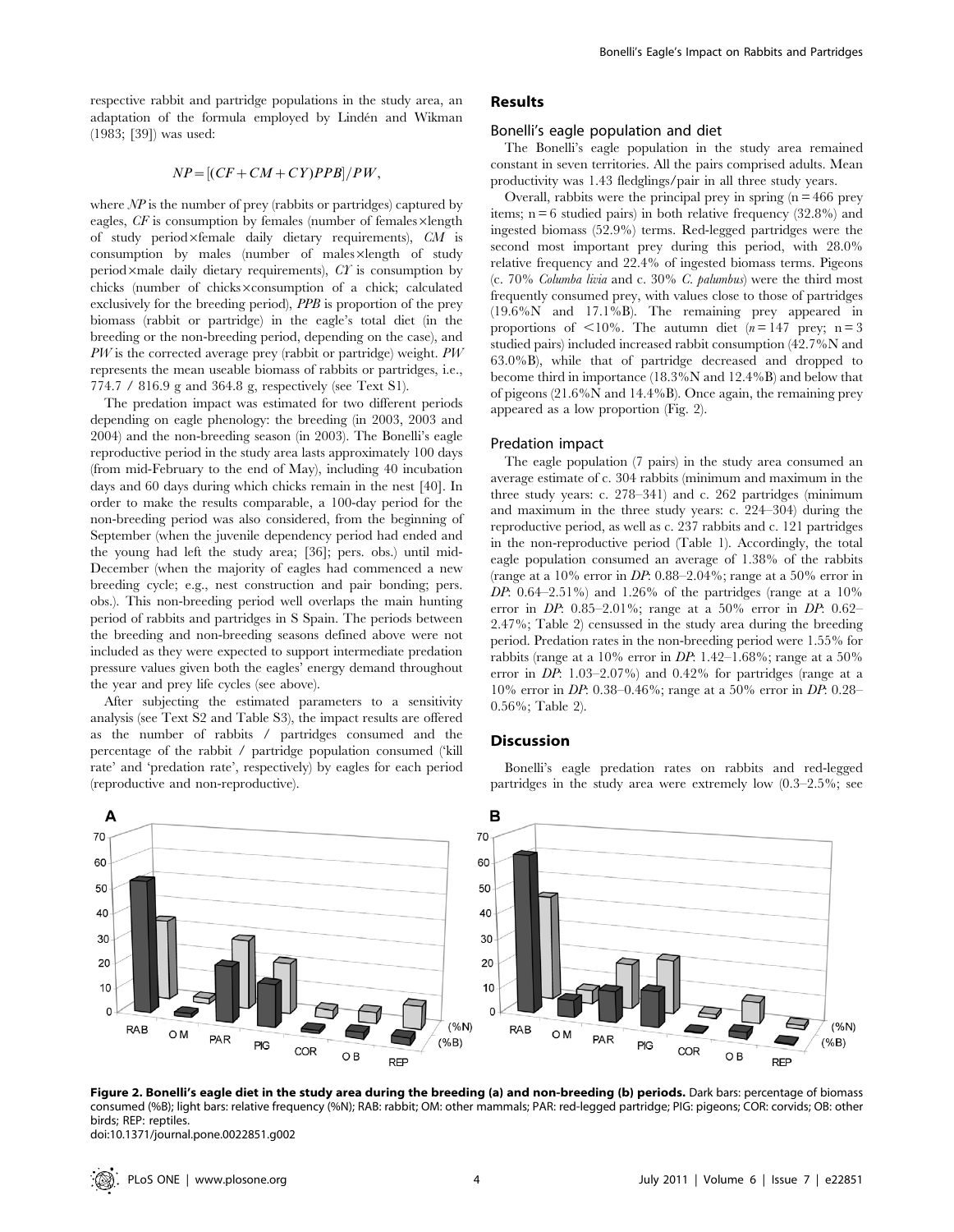respective rabbit and partridge populations in the study area, an adaptation of the formula employed by Lindén and Wikman (1983; [39]) was used:

$$NP = [(CF + CM + CY)PPB]/PW,$$

where $NP$ is the number of prey (rabbits or partridges) captured by eagles, $CF$ is consumption by females (number of females×length of study period×female daily dietary requirements), $CM$ is consumption by males (number of males×length of study period×male daily dietary requirements), $CY$ is consumption by chicks (number of chicks×consumption of a chick; calculated exclusively for the breeding period), $PPB$ is proportion of the prey biomass (rabbit or partridge) in the eagle's total diet (in the breeding or the non-breeding period, depending on the case), and $PW$ is the corrected average prey (rabbit or partridge) weight. $PW$ represents the mean useable biomass of rabbits or partridges, i.e., 774.7 / 816.9 g and 364.8 g, respectively (see Text S1).

The predation impact was estimated for two different periods depending on eagle phenology: the breeding (in 2003, 2003 and 2004) and the non-breeding season (in 2003). The Bonelli's eagle reproductive period in the study area lasts approximately 100 days (from mid-February to the end of May), including 40 incubation days and 60 days during which chicks remain in the nest [40]. In order to make the results comparable, a 100-day period for the non-breeding period was also considered, from the beginning of September (when the juvenile dependency period had ended and the young had left the study area; [36]; pers. obs.) until mid-December (when the majority of eagles had commenced a new breeding cycle; e.g., nest construction and pair bonding; pers. obs.). This non-breeding period well overlaps the main hunting period of rabbits and partridges in S Spain. The periods between the breeding and non-breeding seasons defined above were not included as they were expected to support intermediate predation pressure values given both the eagles' energy demand throughout the year and prey life cycles (see above).

After subjecting the estimated parameters to a sensitivity analysis (see Text S2 and Table S3), the impact results are offered as the number of rabbits / partridges consumed and the percentage of the rabbit / partridge population consumed ('kill rate' and 'predation rate', respectively) by eagles for each period (reproductive and non-reproductive).

## Results

### Bonelli's eagle population and diet

The Bonelli's eagle population in the study area remained constant in seven territories. All the pairs comprised adults. Mean productivity was 1.43 fledglings/pair in all three study years.

Overall, rabbits were the principal prey in spring (n = 466 prey items; n = 6 studied pairs) in both relative frequency (32.8%) and ingested biomass (52.9%) terms. Red-legged partridges were the second most important prey during this period, with 28.0% relative frequency and 22.4% of ingested biomass terms. Pigeons (c. 70% *Columba livia* and c. 30% *C. palumbus*) were the third most frequently consumed prey, with values close to those of partridges (19.6%N and 17.1%B). The remaining prey appeared in proportions of <10%. The autumn diet ($n$ = 147 prey; n = 3 studied pairs) included increased rabbit consumption (42.7%N and 63.0%B), while that of partridge decreased and dropped to become third in importance (18.3%N and 12.4%B) and below that of pigeons (21.6%N and 14.4%B). Once again, the remaining prey appeared as a low proportion (Fig. 2).

### Predation impact

The eagle population (7 pairs) in the study area consumed an average estimate of c. 304 rabbits (minimum and maximum in the three study years: c. 278–341) and c. 262 partridges (minimum and maximum in the three study years: c. 224–304) during the reproductive period, as well as c. 237 rabbits and c. 121 partridges in the non-reproductive period (Table 1). Accordingly, the total eagle population consumed an average of 1.38% of the rabbits (range at a 10% error in *DP*: 0.88–2.04%; range at a 50% error in *DP*: 0.64–2.51%) and 1.26% of the partridges (range at a 10% error in *DP*: 0.85–2.01%; range at a 50% error in *DP*: 0.62–2.47%; Table 2) censussed in the study area during the breeding period. Predation rates in the non-breeding period were 1.55% for rabbits (range at a 10% error in *DP*: 1.42–1.68%; range at a 50% error in *DP*: 1.03–2.07%) and 0.42% for partridges (range at a 10% error in *DP*: 0.38–0.46%; range at a 50% error in *DP*: 0.28–0.56%; Table 2).

## Discussion

Bonelli's eagle predation rates on rabbits and red-legged partridges in the study area were extremely low (0.3–2.5%; see

**Figure 2. Bonelli's eagle diet in the study area during the breeding (a) and non-breeding (b) periods.** Dark bars: percentage of biomass consumed (%B); light bars: relative frequency (%N); RAB: rabbit; OM: other mammals; PAR: red-legged partridge; PIG: pigeons; COR: corvids; OB: other birds; REP: reptiles.
doi:10.1371/journal.pone.0022851.g002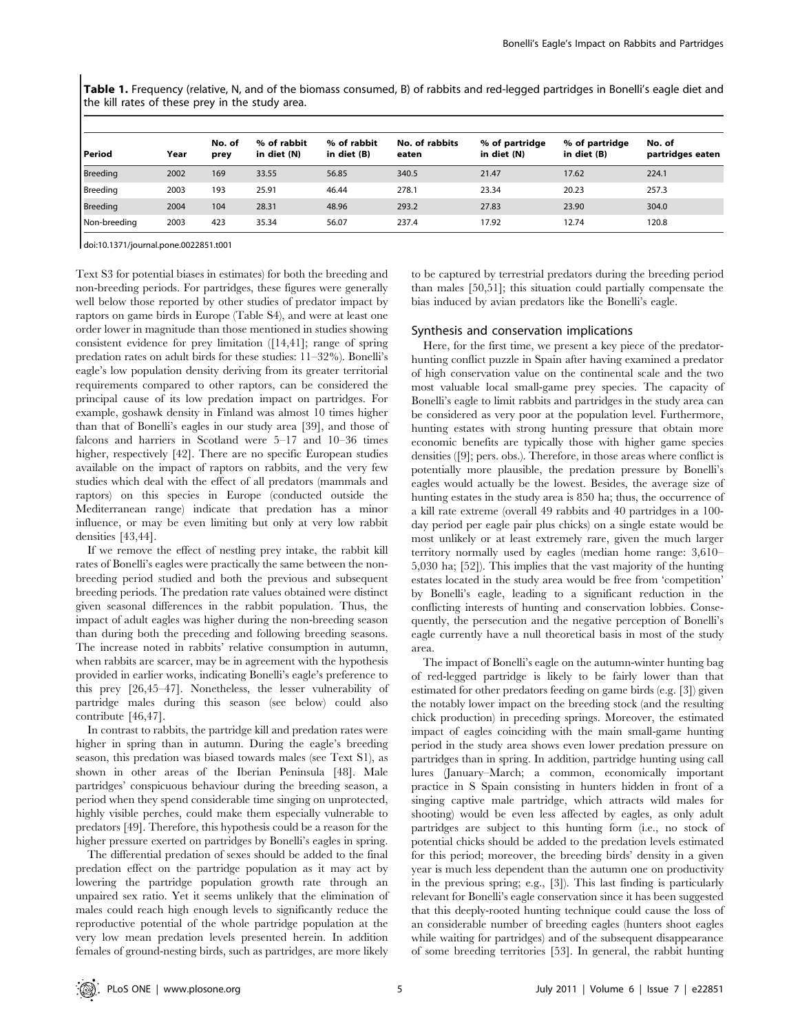**Table 1.** Frequency (relative, N, and of the biomass consumed, B) of rabbits and red-legged partridges in Bonelli's eagle diet and the kill rates of these prey in the study area.

| Period | Year | No. of prey | % of rabbit in diet (N) | % of rabbit in diet (B) | No. of rabbits eaten | % of partridge in diet (N) | % of partridge in diet (B) | No. of partridges eaten |
|---|---|---|---|---|---|---|---|---|
| Breeding | 2002 | 169 | 33.55 | 56.85 | 340.5 | 21.47 | 17.62 | 224.1 |
| Breeding | 2003 | 193 | 25.91 | 46.44 | 278.1 | 23.34 | 20.23 | 257.3 |
| Breeding | 2004 | 104 | 28.31 | 48.96 | 293.2 | 27.83 | 23.90 | 304.0 |
| Non-breeding | 2003 | 423 | 35.34 | 56.07 | 237.4 | 17.92 | 12.74 | 120.8 |

doi:10.1371/journal.pone.0022851.t001

Text S3 for potential biases in estimates) for both the breeding and non-breeding periods. For partridges, these figures were generally well below those reported by other studies of predator impact by raptors on game birds in Europe (Table S4), and were at least one order lower in magnitude than those mentioned in studies showing consistent evidence for prey limitation ([14,41]; range of spring predation rates on adult birds for these studies: 11–32%). Bonelli's eagle's low population density deriving from its greater territorial requirements compared to other raptors, can be considered the principal cause of its low predation impact on partridges. For example, goshawk density in Finland was almost 10 times higher than that of Bonelli's eagles in our study area [39], and those of falcons and harriers in Scotland were 5–17 and 10–36 times higher, respectively [42]. There are no specific European studies available on the impact of raptors on rabbits, and the very few studies which deal with the effect of all predators (mammals and raptors) on this species in Europe (conducted outside the Mediterranean range) indicate that predation has a minor influence, or may be even limiting but only at very low rabbit densities [43,44].

If we remove the effect of nestling prey intake, the rabbit kill rates of Bonelli's eagles were practically the same between the non-breeding period studied and both the previous and subsequent breeding periods. The predation rate values obtained were distinct given seasonal differences in the rabbit population. Thus, the impact of adult eagles was higher during the non-breeding season than during both the preceding and following breeding seasons. The increase noted in rabbits' relative consumption in autumn, when rabbits are scarcer, may be in agreement with the hypothesis provided in earlier works, indicating Bonelli's eagle's preference to this prey [26,45–47]. Nonetheless, the lesser vulnerability of partridge males during this season (see below) could also contribute [46,47].

In contrast to rabbits, the partridge kill and predation rates were higher in spring than in autumn. During the eagle's breeding season, this predation was biased towards males (see Text S1), as shown in other areas of the Iberian Peninsula [48]. Male partridges' conspicuous behaviour during the breeding season, a period when they spend considerable time singing on unprotected, highly visible perches, could make them especially vulnerable to predators [49]. Therefore, this hypothesis could be a reason for the higher pressure exerted on partridges by Bonelli's eagles in spring.

The differential predation of sexes should be added to the final predation effect on the partridge population as it may act by lowering the partridge population growth rate through an unpaired sex ratio. Yet it seems unlikely that the elimination of males could reach high enough levels to significantly reduce the reproductive potential of the whole partridge population at the very low mean predation levels presented herein. In addition females of ground-nesting birds, such as partridges, are more likely to be captured by terrestrial predators during the breeding period than males [50,51]; this situation could partially compensate the bias induced by avian predators like the Bonelli's eagle.

## Synthesis and conservation implications

Here, for the first time, we present a key piece of the predator-hunting conflict puzzle in Spain after having examined a predator of high conservation value on the continental scale and the two most valuable local small-game prey species. The capacity of Bonelli's eagle to limit rabbits and partridges in the study area can be considered as very poor at the population level. Furthermore, hunting estates with strong hunting pressure that obtain more economic benefits are typically those with higher game species densities ([9]; pers. obs.). Therefore, in those areas where conflict is potentially more plausible, the predation pressure by Bonelli's eagles would actually be the lowest. Besides, the average size of hunting estates in the study area is 850 ha; thus, the occurrence of a kill rate extreme (overall 49 rabbits and 40 partridges in a 100-day period per eagle pair plus chicks) on a single estate would be most unlikely or at least extremely rare, given the much larger territory normally used by eagles (median home range: 3,610–5,030 ha; [52]). This implies that the vast majority of the hunting estates located in the study area would be free from 'competition' by Bonelli's eagle, leading to a significant reduction in the conflicting interests of hunting and conservation lobbies. Consequently, the persecution and the negative perception of Bonelli's eagle currently have a null theoretical basis in most of the study area.

The impact of Bonelli's eagle on the autumn-winter hunting bag of red-legged partridge is likely to be fairly lower than that estimated for other predators feeding on game birds (e.g. [3]) given the notably lower impact on the breeding stock (and the resulting chick production) in preceding springs. Moreover, the estimated impact of eagles coinciding with the main small-game hunting period in the study area shows even lower predation pressure on partridges than in spring. In addition, partridge hunting using call lures (January–March; a common, economically important practice in S Spain consisting in hunters hidden in front of a singing captive male partridge, which attracts wild males for shooting) would be even less affected by eagles, as only adult partridges are subject to this hunting form (i.e., no stock of potential chicks should be added to the predation levels estimated for this period; moreover, the breeding birds' density in a given year is much less dependent than the autumn one on productivity in the previous spring; e.g., [3]). This last finding is particularly relevant for Bonelli's eagle conservation since it has been suggested that this deeply-rooted hunting technique could cause the loss of an considerable number of breeding eagles (hunters shoot eagles while waiting for partridges) and of the subsequent disappearance of some breeding territories [53]. In general, the rabbit hunting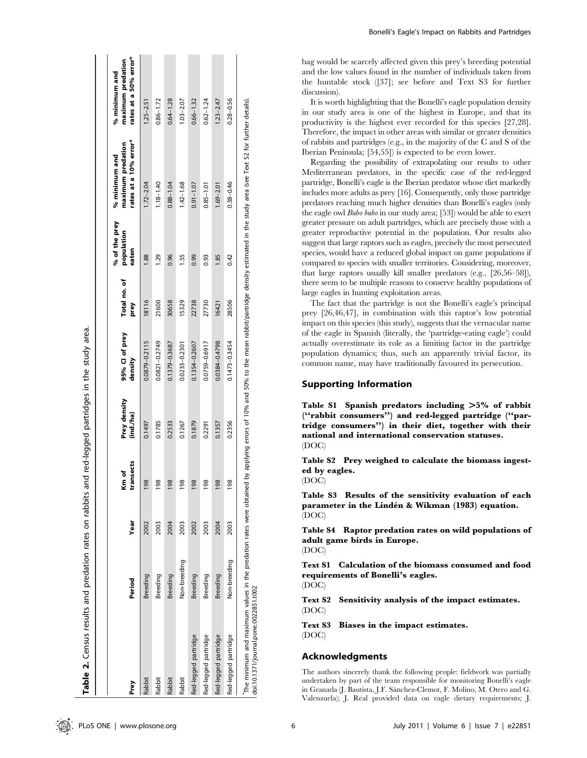**Table 2.** Census results and predation rates on rabbits and red-legged partridges in the study area.

| Prey | Period | Year | Km of transects | Prey density (ind./ha) | 95% CI of prey density | Total no. of prey | % of the prey population eaten | % minimum and maximum predation rates at a 10% error* | % minimum and maximum predation rates at a 50% error* |
|---|---|---|---|---|---|---|---|---|---|
| Rabbit | Breeding | 2002 | 198 | 0.1497 | 0.0879–0.2115 | 18116 | 1.88 | 1.72–2.04 | 1.25–2.51 |
| Rabbit | Breeding | 2003 | 198 | 0.1785 | 0.0821–0.2749 | 21600 | 1.29 | 1.18–1.40 | 0.86–1.72 |
| Rabbit | Breeding | 2004 | 198 | 0.2533 | 0.1379–0.3687 | 30658 | 0.96 | 0.88–1.04 | 0.64–1.28 |
| Rabbit | Non-breeding | 2003 | 198 | 0.1267 | 0.0233–0.2301 | 15329 | 1.55 | 1.42–1.68 | 1.03–2.07 |
| Red-legged partridge | Breeding | 2002 | 198 | 0.1879 | 0.1354–0.2607 | 22738 | 0.99 | 0.91–1.07 | 0.66–1.32 |
| Red-legged partridge | Breeding | 2003 | 198 | 0.2291 | 0.0759–0.6917 | 27730 | 0.93 | 0.85–1.01 | 0.62–1.24 |
| Red-legged partridge | Breeding | 2004 | 198 | 0.1357 | 0.0384–0.4798 | 16421 | 1.85 | 1.69–2.01 | 1.23–2.47 |
| Red-legged partridge | Non-breeding | 2003 | 198 | 0.2356 | 0.1473–0.3454 | 28506 | 0.42 | 0.38–0.46 | 0.28–0.56 |

*The minimum and maximum values in the predation rates were obtained by applying errors of 10% and 50% to the mean rabbit/partridge density estimated in the study area (see Text S2 for further details).
doi:10.1371/journal.pone.0022851.t002

bag would be scarcely affected given this prey's breeding potential and the low values found in the number of individuals taken from the huntable stock ([37]; see before and Text S3 for further discussion).

It is worth highlighting that the Bonelli's eagle population density in our study area is one of the highest in Europe, and that its productivity is the highest ever recorded for this species [27,28]. Therefore, the impact in other areas with similar or greater densities of rabbits and partridges (e.g., in the majority of the C and S of the Iberian Peninsula; [54,55]) is expected to be even lower.

Regarding the possibility of extrapolating our results to other Mediterranean predators, in the specific case of the red-legged partridge, Bonelli's eagle is the Iberian predator whose diet markedly includes more adults as prey [16]. Consequently, only those partridge predators reaching much higher densities than Bonelli's eagles (only the eagle owl *Bubo bubo* in our study area; [53]) would be able to exert greater pressure on adult partridges, which are precisely those with a greater reproductive potential in the population. Our results also suggest that large raptors such as eagles, precisely the most persecuted species, would have a reduced global impact on game populations if compared to species with smaller territories. Considering, moreover, that large raptors usually kill smaller predators (e.g., [26,56–58]), there seem to be multiple reasons to conserve healthy populations of large eagles in hunting exploitation areas.

The fact that the partridge is not the Bonelli's eagle's principal prey [26,46,47], in combination with this raptor's low potential impact on this species (this study), suggests that the vernacular name of the eagle in Spanish (literally, the 'partridge-eating eagle') could actually overestimate its role as a limiting factor in the partridge population dynamics; thus, such an apparently trivial factor, its common name, may have traditionally favoured its persecution.

## Supporting Information

**Table S1 Spanish predators including >5% of rabbit ("rabbit consumers") and red-legged partridge ("partridge consumers") in their diet, together with their national and international conservation statuses.**
(DOC)

**Table S2 Prey weighed to calculate the biomass ingested by eagles.**
(DOC)

**Table S3 Results of the sensitivity evaluation of each parameter in the Lindén & Wikman (1983) equation.**
(DOC)

**Table S4 Raptor predation rates on wild populations of adult game birds in Europe.**
(DOC)

**Text S1 Calculation of the biomass consumed and food requirements of Bonelli's eagles.**
(DOC)

**Text S2 Sensitivity analysis of the impact estimates.**
(DOC)

**Text S3 Biases in the impact estimates.**
(DOC)

## Acknowledgments

The authors sincerely thank the following people: fieldwork was partially undertaken by part of the team responsible for monitoring Bonelli's eagle in Granada (J. Bautista, J.F. Sánchez-Clemot, F. Molino, M. Otero and G. Valenzuela); J. Real provided data on eagle dietary requirements; J.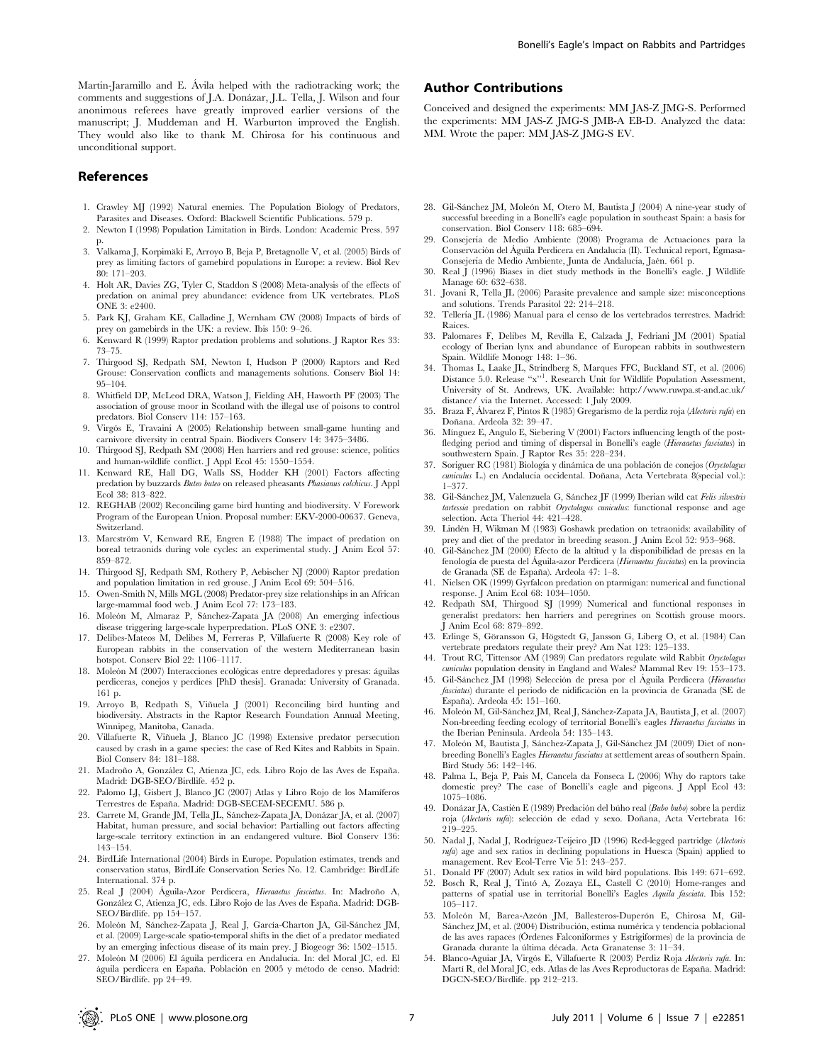Martín-Jaramillo and E. Ávila helped with the radiotracking work; the comments and suggestions of J.A. Donázar, J.L. Tella, J. Wilson and four anonimous referees have greatly improved earlier versions of the manuscript; J. Muddeman and H. Warburton improved the English. They would also like to thank M. Chirosa for his continuous and unconditional support.

## Author Contributions

Conceived and designed the experiments: MM JAS-Z JMG-S. Performed the experiments: MM JAS-Z JMG-S JMB-A EB-D. Analyzed the data: MM. Wrote the paper: MM JAS-Z JMG-S EV.

## References

1. Crawley MJ (1992) Natural enemies. The Population Biology of Predators, Parasites and Diseases. Oxford: Blackwell Scientific Publications. 579 p.
2. Newton I (1998) Population Limitation in Birds. London: Academic Press. 597 p.
3. Valkama J, Korpimäki E, Arroyo B, Beja P, Bretagnolle V, et al. (2005) Birds of prey as limiting factors of gamebird populations in Europe: a review. Biol Rev 80: 171–203.
4. Holt AR, Davies ZG, Tyler C, Staddon S (2008) Meta-analysis of the effects of predation on animal prey abundance: evidence from UK vertebrates. PLoS ONE 3: e2400.
5. Park KJ, Graham KE, Calladine J, Wernham CW (2008) Impacts of birds of prey on gamebirds in the UK: a review. Ibis 150: 9–26.
6. Kenward R (1999) Raptor predation problems and solutions. J Raptor Res 33: 73–75.
7. Thirgood SJ, Redpath SM, Newton I, Hudson P (2000) Raptors and Red Grouse: Conservation conflicts and managements solutions. Conserv Biol 14: 95–104.
8. Whitfield DP, McLeod DRA, Watson J, Fielding AH, Haworth PF (2003) The association of grouse moor in Scotland with the illegal use of poisons to control predators. Biol Conserv 114: 157–163.
9. Virgós E, Travaini A (2005) Relationship between small-game hunting and carnivore diversity in central Spain. Biodivers Conserv 14: 3475–3486.
10. Thirgood SJ, Redpath SM (2008) Hen harriers and red grouse: science, politics and human-wildlife conflict. J Appl Ecol 45: 1550–1554.
11. Kenward RE, Hall DG, Walls SS, Hodder KH (2001) Factors affecting predation by buzzards *Buteo buteo* on released pheasants *Phasianus colchicus*. J Appl Ecol 38: 813–822.
12. REGHAB (2002) Reconciling game bird hunting and biodiversity. V Foreword Program of the European Union. Proposal number: EKV-2000-00637. Geneva, Switzerland.
13. Marcström V, Kenward RE, Engren E (1988) The impact of predation on boreal tetraonids during vole cycles: an experimental study. J Anim Ecol 57: 859–872.
14. Thirgood SJ, Redpath SM, Rothery P, Aebischer NJ (2000) Raptor predation and population limitation in red grouse. J Anim Ecol 69: 504–516.
15. Owen-Smith N, Mills MGL (2008) Predator-prey size relationships in an African large-mammal food web. J Anim Ecol 77: 173–183.
16. Moleón M, Almaraz P, Sánchez-Zapata JA (2008) An emerging infectious disease triggering large-scale hyperpredation. PLoS ONE 3: e2307.
17. Delibes-Mateos M, Delibes M, Ferreras P, Villafuerte R (2008) Key role of European rabbits in the conservation of the western Mediterranean basin hotspot. Conserv Biol 22: 1106–1117.
18. Moleón M (2007) Interacciones ecológicas entre depredadores y presas: águilas perdiceras, conejos y perdices [PhD thesis]. Granada: University of Granada. 161 p.
19. Arroyo B, Redpath S, Viñuela J (2001) Reconciling bird hunting and biodiversity. Abstracts in the Raptor Research Foundation Annual Meeting, Winnipeg, Manitoba, Canada.
20. Villafuerte R, Viñuela J, Blanco JC (1998) Extensive predator persecution caused by crash in a game species: the case of Red Kites and Rabbits in Spain. Biol Conserv 84: 181–188.
21. Madroño A, González C, Atienza JC, eds. Libro Rojo de las Aves de España. Madrid: DGB-SEO/Birdlife. 452 p.
22. Palomo LJ, Gisbert J, Blanco JC (2007) Atlas y Libro Rojo de los Mamíferos Terrestres de España. Madrid: DGB-SECEM-SECEMU. 586 p.
23. Carrete M, Grande JM, Tella JL, Sánchez-Zapata JA, Donázar JA, et al. (2007) Habitat, human pressure, and social behavior: Partialling out factors affecting large-scale territory extinction in an endangered vulture. Biol Conserv 136: 143–154.
24. BirdLife International (2004) Birds in Europe. Population estimates, trends and conservation status, BirdLife Conservation Series No. 12. Cambridge: BirdLife International. 374 p.
25. Real J (2004) Águila-Azor Perdicera, *Hieraaetus fasciatus*. In: Madroño A, González C, Atienza JC, eds. Libro Rojo de las Aves de España. Madrid: DGB-SEO/Birdlife. pp 154–157.
26. Moleón M, Sánchez-Zapata J, Real J, García-Charton JA, Gil-Sánchez JM, et al. (2009) Large-scale spatio-temporal shifts in the diet of a predator mediated by an emerging infectious disease of its main prey. J Biogeogr 36: 1502–1515.
27. Moleón M (2006) El águila perdicera en Andalucía. In: del Moral JC, ed. El águila perdicera en España. Población en 2005 y método de censo. Madrid: SEO/Birdlife. pp 24–49.
28. Gil-Sánchez JM, Moleón M, Otero M, Bautista J (2004) A nine-year study of successful breeding in a Bonelli's eagle population in southeast Spain: a basis for conservation. Biol Conserv 118: 685–694.
29. Consejería de Medio Ambiente (2008) Programa de Actuaciones para la Conservación del Águila Perdicera en Andalucía (II). Technical report, Egmasa-Consejería de Medio Ambiente, Junta de Andalucía, Jaén. 661 p.
30. Real J (1996) Biases in diet study methods in the Bonelli's eagle. J Wildlife Manage 60: 632–638.
31. Jovani R, Tella JL (2006) Parasite prevalence and sample size: misconceptions and solutions. Trends Parasitol 22: 214–218.
32. Tellería JL (1986) Manual para el censo de los vertebrados terrestres. Madrid: Raíces.
33. Palomares F, Delibes M, Revilla E, Calzada J, Fedriani JM (2001) Spatial ecology of Iberian lynx and abundance of European rabbits in southwestern Spain. Wildlife Monogr 148: 1–36.
34. Thomas L, Laake JL, Strindberg S, Marques FFC, Buckland ST, et al. (2006) Distance 5.0. Release "x"[1]. Research Unit for Wildlife Population Assessment, University of St. Andrews, UK. Available: http://www.ruwpa.st-and.ac.uk/distance/ via the Internet. Accessed: 1 July 2009.
35. Braza F, Álvarez F, Pintos R (1985) Gregarismo de la perdiz roja (*Alectoris rufa*) en Doñana. Ardeola 32: 39–47.
36. Mínguez E, Angulo E, Siebering V (2001) Factors influencing length of the post-fledging period and timing of dispersal in Bonelli's eagle (*Hieraaetus fasciatus*) in southwestern Spain. J Raptor Res 35: 228–234.
37. Soriguer RC (1981) Biología y dinámica de una población de conejos (*Oryctolagus cuniculus* L.) en Andalucía occidental. Doñana, Acta Vertebrata 8(special vol.): 1–377.
38. Gil-Sánchez JM, Valenzuela G, Sánchez JF (1999) Iberian wild cat *Felis silvestris tartessia* predation on rabbit *Oryctolagus cuniculus*: functional response and age selection. Acta Theriol 44: 421–428.
39. Lindén H, Wikman M (1983) Goshawk predation on tetraonids: availability of prey and diet of the predator in breeding season. J Anim Ecol 52: 953–968.
40. Gil-Sánchez JM (2000) Efecto de la altitud y la disponibilidad de presas en la fenología de puesta del Águila-azor Perdicera (*Hieraaetus fasciatus*) en la provincia de Granada (SE de España). Ardeola 47: 1–8.
41. Nielsen OK (1999) Gyrfalcon predation on ptarmigan: numerical and functional response. J Anim Ecol 68: 1034–1050.
42. Redpath SM, Thirgood SJ (1999) Numerical and functional responses in generalist predators: hen harriers and peregrines on Scottish grouse moors. J Anim Ecol 68: 879–892.
43. Erlinge S, Göransson G, Högstedt G, Jansson G, Liberg O, et al. (1984) Can vertebrate predators regulate their prey? Am Nat 123: 125–133.
44. Trout RC, Tittensor AM (1989) Can predators regulate wild Rabbit *Oryctolagus cuniculus* population density in England and Wales? Mammal Rev 19: 153–173.
45. Gil-Sánchez JM (1998) Selección de presa por el Águila Perdicera (*Hieraaetus fasciatus*) durante el periodo de nidificación en la provincia de Granada (SE de España). Ardeola 45: 151–160.
46. Moleón M, Gil-Sánchez JM, Real J, Sánchez-Zapata JA, Bautista J, et al. (2007) Non-breeding feeding ecology of territorial Bonelli's eagles *Hieraaetus fasciatus* in the Iberian Peninsula. Ardeola 54: 135–143.
47. Moleón M, Bautista J, Sánchez-Zapata J, Gil-Sánchez JM (2009) Diet of non-breeding Bonelli's Eagles *Hieraaetus fasciatus* at settlement areas of southern Spain. Bird Study 56: 142–146.
48. Palma L, Beja P, Pais M, Cancela da Fonseca L (2006) Why do raptors take domestic prey? The case of Bonelli's eagle and pigeons. J Appl Ecol 43: 1075–1086.
49. Donázar JA, Castién E (1989) Predación del búho real (*Bubo bubo*) sobre la perdiz roja (*Alectoris rufa*): selección de edad y sexo. Doñana, Acta Vertebrata 16: 219–225.
50. Nadal J, Nadal J, Rodriguez-Teijeiro JD (1996) Red-legged partridge (*Alectoris rufa*) age and sex ratios in declining populations in Huesca (Spain) applied to management. Rev Ecol-Terre Vie 51: 243–257.
51. Donald PF (2007) Adult sex ratios in wild bird populations. Ibis 149: 671–692.
52. Bosch R, Real J, Tintó A, Zozaya EL, Castell C (2010) Home-ranges and patterns of spatial use in territorial Bonelli's Eagles *Aquila fasciata*. Ibis 152: 105–117.
53. Moleón M, Barea-Azcón JM, Ballesteros-Duperón E, Chirosa M, Gil-Sánchez JM, et al. (2004) Distribución, estima numérica y tendencia poblacional de las aves rapaces (Órdenes Falconiformes y Estrigiformes) de la provincia de Granada durante la última década. Acta Granatense 3: 11–34.
54. Blanco-Aguiar JA, Virgós E, Villafuerte R (2003) Perdiz Roja *Alectoris rufa*. In: Martí R, del Moral JC, eds. Atlas de las Aves Reproductoras de España. Madrid: DGCN-SEO/Birdlife. pp 212–213.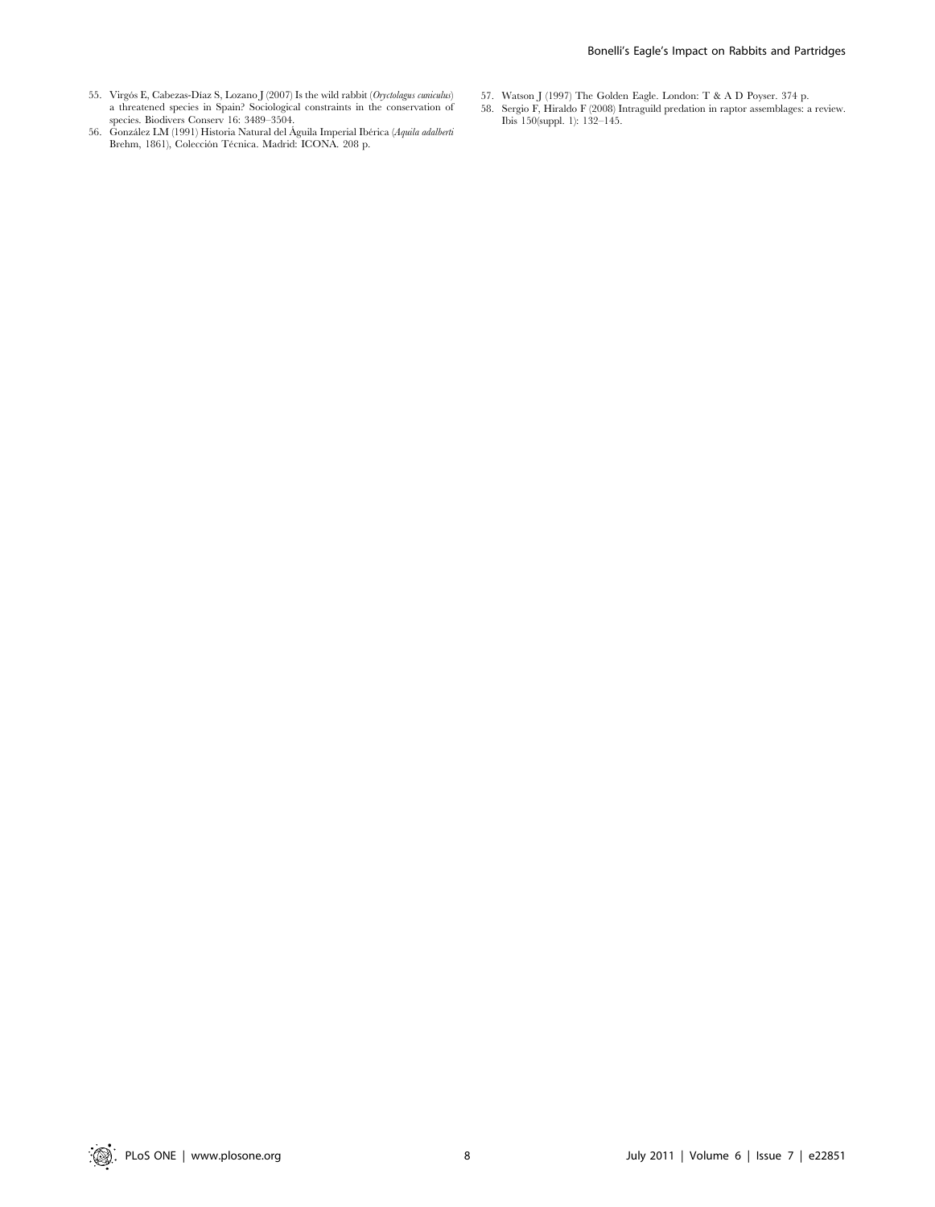55. Virgós E, Cabezas-Díaz S, Lozano J (2007) Is the wild rabbit (*Oryctolagus cuniculus*) a threatened species in Spain? Sociological constraints in the conservation of species. Biodivers Conserv 16: 3489–3504.
56. González LM (1991) Historia Natural del Águila Imperial Ibérica (*Aquila adalberti* Brehm, 1861), Colección Técnica. Madrid: ICONA. 208 p.
57. Watson J (1997) The Golden Eagle. London: T & A D Poyser. 374 p.
58. Sergio F, Hiraldo F (2008) Intraguild predation in raptor assemblages: a review. Ibis 150(suppl. 1): 132–145.